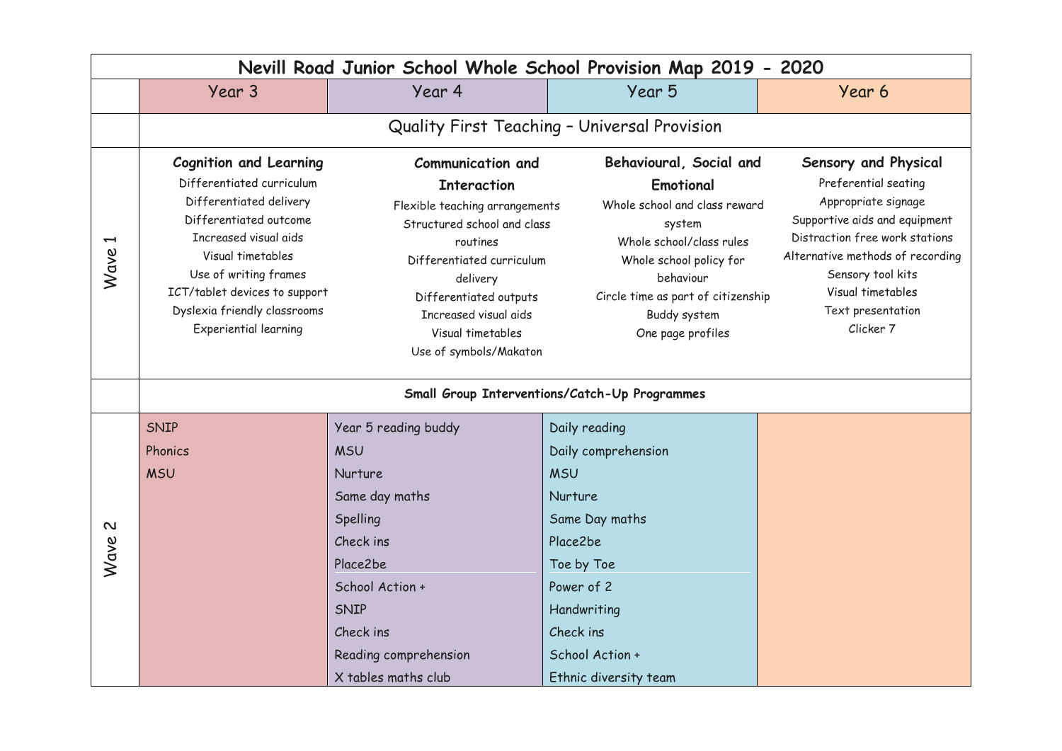# Nevill Road Junior School Whole School Provision Map 2019 - 2020

| | Year 3 | Year 4 | Year 5 | Year 6 |
|---|---|---|---|---|
| | **Quality First Teaching – Universal Provision** | | | |
| Wave 1 | **Cognition and Learning**<br>Differentiated curriculum<br>Differentiated delivery<br>Differentiated outcome<br>Increased visual aids<br>Visual timetables<br>Use of writing frames<br>ICT/tablet devices to support<br>Dyslexia friendly classrooms<br>Experiential learning | **Communication and Interaction**<br>Flexible teaching arrangements<br>Structured school and class routines<br>Differentiated curriculum delivery<br>Differentiated outputs<br>Increased visual aids<br>Visual timetables<br>Use of symbols/Makaton | **Behavioural, Social and Emotional**<br>Whole school and class reward system<br>Whole school/class rules<br>Whole school policy for behaviour<br>Circle time as part of citizenship<br>Buddy system<br>One page profiles | **Sensory and Physical**<br>Preferential seating<br>Appropriate signage<br>Supportive aids and equipment<br>Distraction free work stations<br>Alternative methods of recording<br>Sensory tool kits<br>Visual timetables<br>Text presentation<br>Clicker 7 |
| | **Small Group Interventions/Catch-Up Programmes** | | | |
| Wave 2 | SNIP<br>Phonics<br>MSU | Year 5 reading buddy<br>MSU<br>Nurture<br>Same day maths<br>Spelling<br>Check ins<br>Place2be<br>School Action +<br>SNIP<br>Check ins<br>Reading comprehension<br>X tables maths club | Daily reading<br>Daily comprehension<br>MSU<br>Nurture<br>Same Day maths<br>Place2be<br>Toe by Toe<br>Power of 2<br>Handwriting<br>Check ins<br>School Action +<br>Ethnic diversity team | |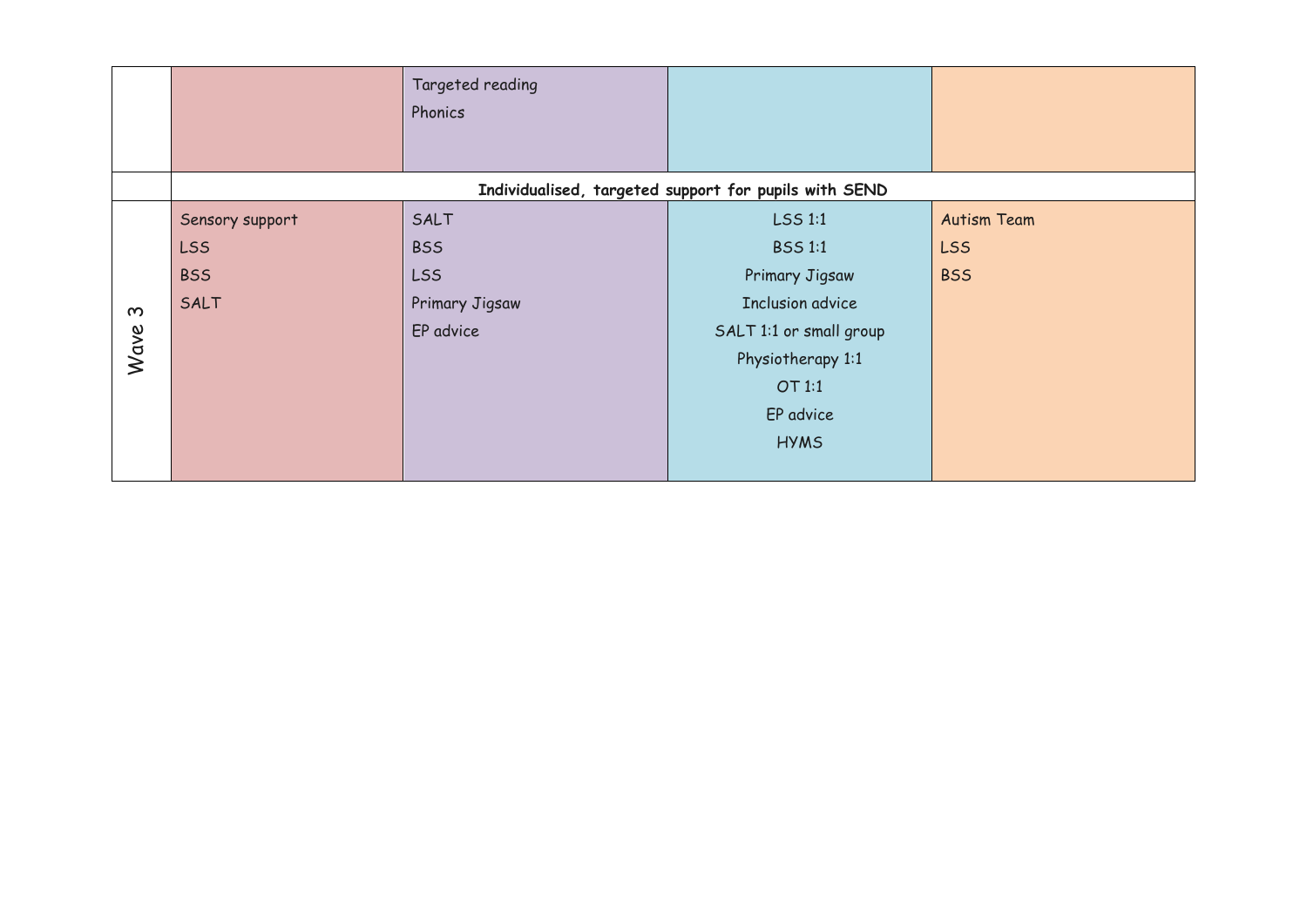| | | | | |
|---|---|---|---|---|
| | | Targeted reading<br>Phonics | | |
| | Individualised, targeted support for pupils with SEND | | | |
| Wave 3 | Sensory support<br>LSS<br>BSS<br>SALT | SALT<br>BSS<br>LSS<br>Primary Jigsaw<br>EP advice | LSS 1:1<br>BSS 1:1<br>Primary Jigsaw<br>Inclusion advice<br>SALT 1:1 or small group<br>Physiotherapy 1:1<br>OT 1:1<br>EP advice<br>HYMS | Autism Team<br>LSS<br>BSS |